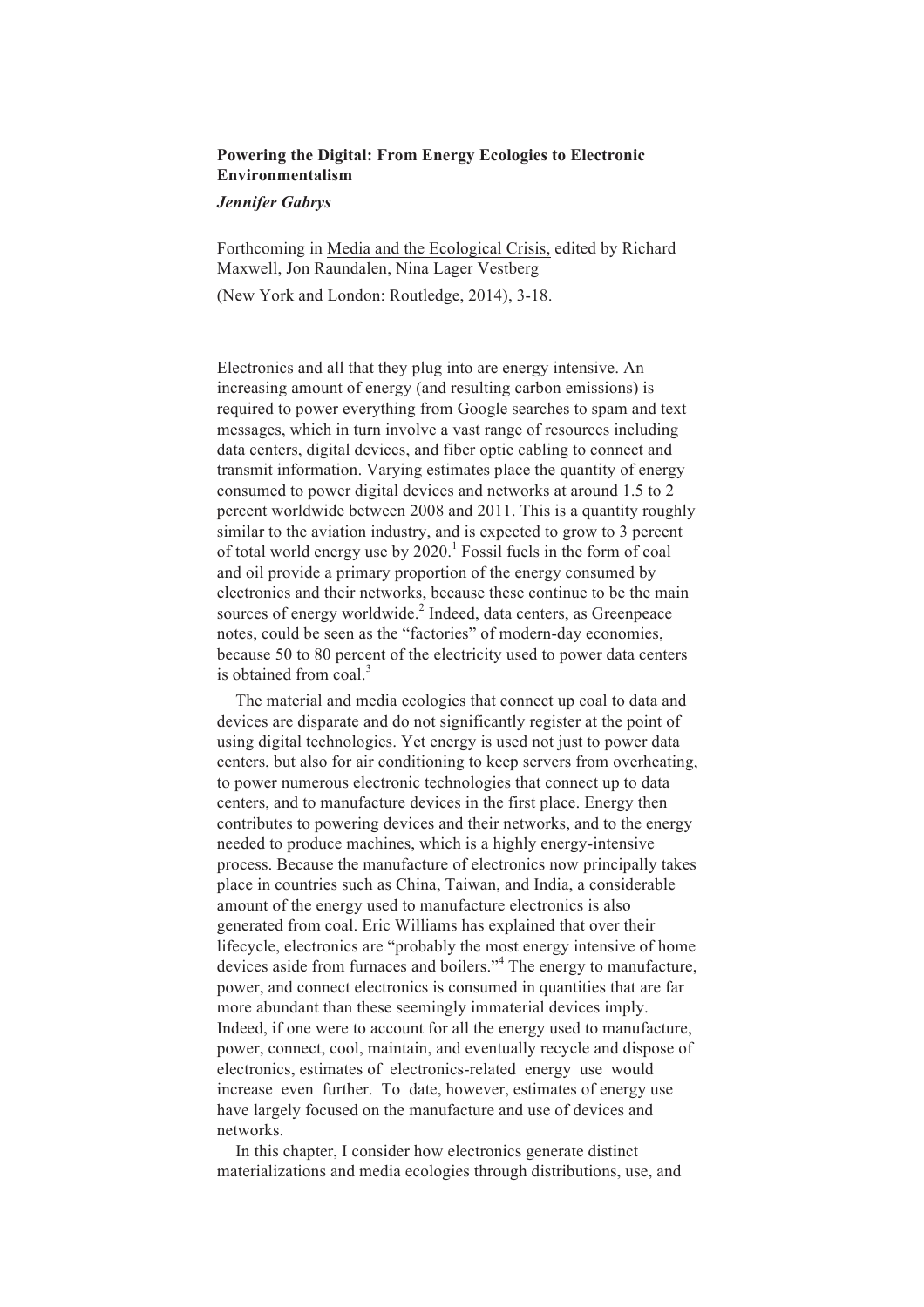**Powering the Digital: From Energy Ecologies to Electronic Environmentalism**

***Jennifer Gabrys***

Forthcoming in Media and the Ecological Crisis, edited by Richard Maxwell, Jon Raundalen, Nina Lager Vestberg

(New York and London: Routledge, 2014), 3-18.

Electronics and all that they plug into are energy intensive. An increasing amount of energy (and resulting carbon emissions) is required to power everything from Google searches to spam and text messages, which in turn involve a vast range of resources including data centers, digital devices, and fiber optic cabling to connect and transmit information. Varying estimates place the quantity of energy consumed to power digital devices and networks at around 1.5 to 2 percent worldwide between 2008 and 2011. This is a quantity roughly similar to the aviation industry, and is expected to grow to 3 percent of total world energy use by 2020.[1] Fossil fuels in the form of coal and oil provide a primary proportion of the energy consumed by electronics and their networks, because these continue to be the main sources of energy worldwide.[2] Indeed, data centers, as Greenpeace notes, could be seen as the "factories" of modern-day economies, because 50 to 80 percent of the electricity used to power data centers is obtained from coal.[3]

The material and media ecologies that connect up coal to data and devices are disparate and do not significantly register at the point of using digital technologies. Yet energy is used not just to power data centers, but also for air conditioning to keep servers from overheating, to power numerous electronic technologies that connect up to data centers, and to manufacture devices in the first place. Energy then contributes to powering devices and their networks, and to the energy needed to produce machines, which is a highly energy-intensive process. Because the manufacture of electronics now principally takes place in countries such as China, Taiwan, and India, a considerable amount of the energy used to manufacture electronics is also generated from coal. Eric Williams has explained that over their lifecycle, electronics are "probably the most energy intensive of home devices aside from furnaces and boilers."[4] The energy to manufacture, power, and connect electronics is consumed in quantities that are far more abundant than these seemingly immaterial devices imply. Indeed, if one were to account for all the energy used to manufacture, power, connect, cool, maintain, and eventually recycle and dispose of electronics, estimates of electronics-related energy use would increase even further. To date, however, estimates of energy use have largely focused on the manufacture and use of devices and networks.

In this chapter, I consider how electronics generate distinct materializations and media ecologies through distributions, use, and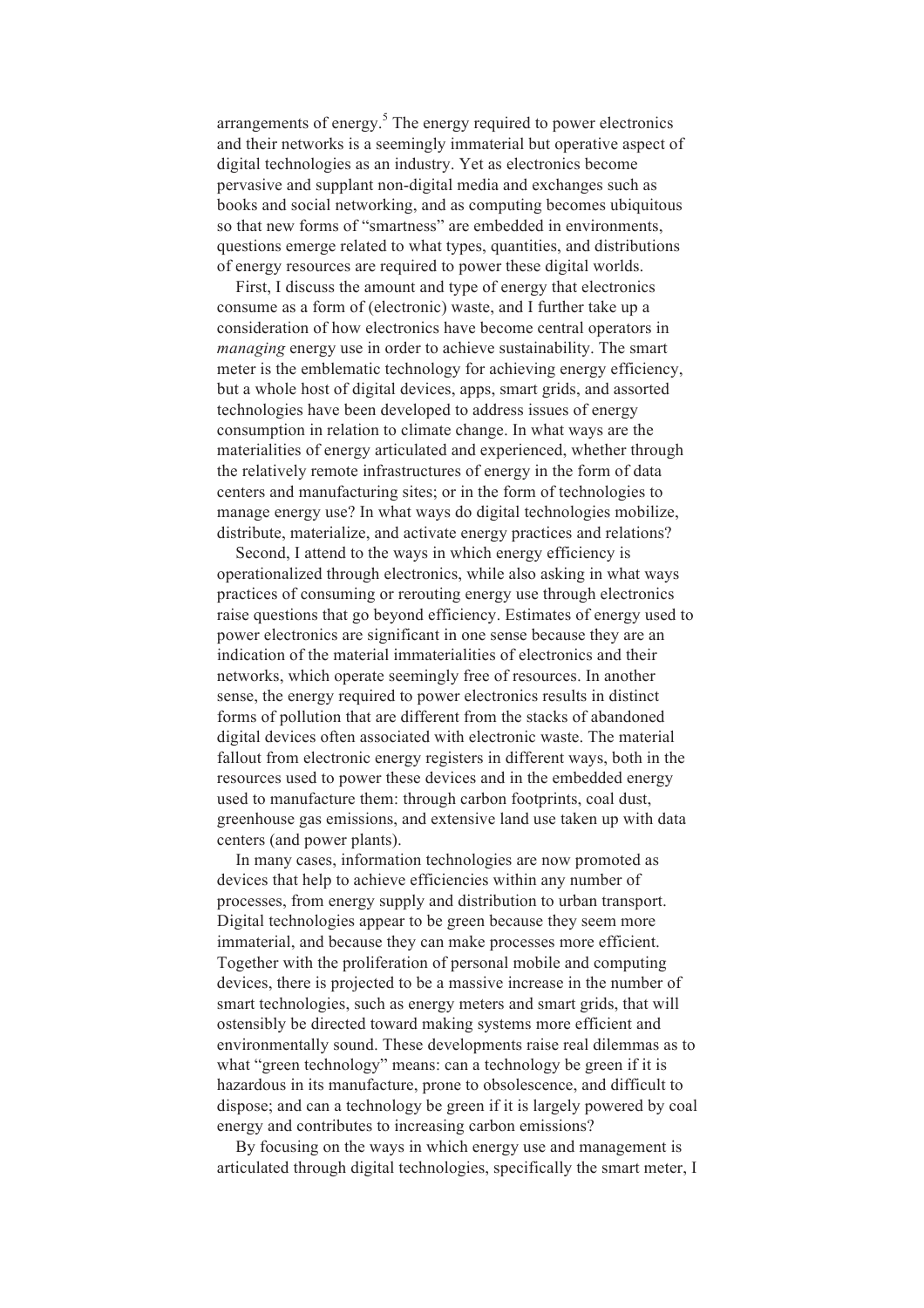arrangements of energy.[5] The energy required to power electronics and their networks is a seemingly immaterial but operative aspect of digital technologies as an industry. Yet as electronics become pervasive and supplant non-digital media and exchanges such as books and social networking, and as computing becomes ubiquitous so that new forms of "smartness" are embedded in environments, questions emerge related to what types, quantities, and distributions of energy resources are required to power these digital worlds.

First, I discuss the amount and type of energy that electronics consume as a form of (electronic) waste, and I further take up a consideration of how electronics have become central operators in *managing* energy use in order to achieve sustainability. The smart meter is the emblematic technology for achieving energy efficiency, but a whole host of digital devices, apps, smart grids, and assorted technologies have been developed to address issues of energy consumption in relation to climate change. In what ways are the materialities of energy articulated and experienced, whether through the relatively remote infrastructures of energy in the form of data centers and manufacturing sites; or in the form of technologies to manage energy use? In what ways do digital technologies mobilize, distribute, materialize, and activate energy practices and relations?

Second, I attend to the ways in which energy efficiency is operationalized through electronics, while also asking in what ways practices of consuming or rerouting energy use through electronics raise questions that go beyond efficiency. Estimates of energy used to power electronics are significant in one sense because they are an indication of the material immaterialities of electronics and their networks, which operate seemingly free of resources. In another sense, the energy required to power electronics results in distinct forms of pollution that are different from the stacks of abandoned digital devices often associated with electronic waste. The material fallout from electronic energy registers in different ways, both in the resources used to power these devices and in the embedded energy used to manufacture them: through carbon footprints, coal dust, greenhouse gas emissions, and extensive land use taken up with data centers (and power plants).

In many cases, information technologies are now promoted as devices that help to achieve efficiencies within any number of processes, from energy supply and distribution to urban transport. Digital technologies appear to be green because they seem more immaterial, and because they can make processes more efficient. Together with the proliferation of personal mobile and computing devices, there is projected to be a massive increase in the number of smart technologies, such as energy meters and smart grids, that will ostensibly be directed toward making systems more efficient and environmentally sound. These developments raise real dilemmas as to what "green technology" means: can a technology be green if it is hazardous in its manufacture, prone to obsolescence, and difficult to dispose; and can a technology be green if it is largely powered by coal energy and contributes to increasing carbon emissions?

By focusing on the ways in which energy use and management is articulated through digital technologies, specifically the smart meter, I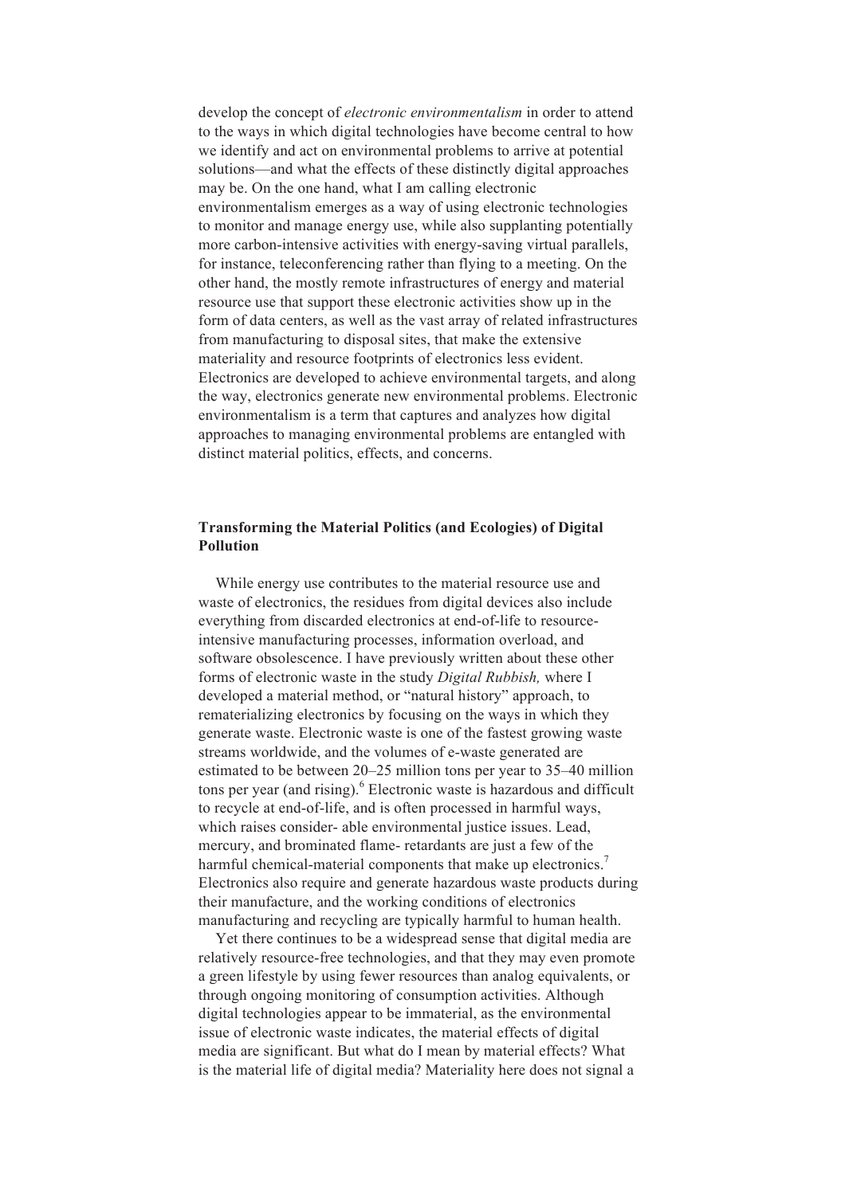develop the concept of *electronic environmentalism* in order to attend to the ways in which digital technologies have become central to how we identify and act on environmental problems to arrive at potential solutions—and what the effects of these distinctly digital approaches may be. On the one hand, what I am calling electronic environmentalism emerges as a way of using electronic technologies to monitor and manage energy use, while also supplanting potentially more carbon-intensive activities with energy-saving virtual parallels, for instance, teleconferencing rather than flying to a meeting. On the other hand, the mostly remote infrastructures of energy and material resource use that support these electronic activities show up in the form of data centers, as well as the vast array of related infrastructures from manufacturing to disposal sites, that make the extensive materiality and resource footprints of electronics less evident. Electronics are developed to achieve environmental targets, and along the way, electronics generate new environmental problems. Electronic environmentalism is a term that captures and analyzes how digital approaches to managing environmental problems are entangled with distinct material politics, effects, and concerns.

## Transforming the Material Politics (and Ecologies) of Digital Pollution

While energy use contributes to the material resource use and waste of electronics, the residues from digital devices also include everything from discarded electronics at end-of-life to resource-intensive manufacturing processes, information overload, and software obsolescence. I have previously written about these other forms of electronic waste in the study *Digital Rubbish,* where I developed a material method, or "natural history" approach, to rematerializing electronics by focusing on the ways in which they generate waste. Electronic waste is one of the fastest growing waste streams worldwide, and the volumes of e-waste generated are estimated to be between 20–25 million tons per year to 35–40 million tons per year (and rising).[6] Electronic waste is hazardous and difficult to recycle at end-of-life, and is often processed in harmful ways, which raises consider- able environmental justice issues. Lead, mercury, and brominated flame- retardants are just a few of the harmful chemical-material components that make up electronics.[7] Electronics also require and generate hazardous waste products during their manufacture, and the working conditions of electronics manufacturing and recycling are typically harmful to human health.

Yet there continues to be a widespread sense that digital media are relatively resource-free technologies, and that they may even promote a green lifestyle by using fewer resources than analog equivalents, or through ongoing monitoring of consumption activities. Although digital technologies appear to be immaterial, as the environmental issue of electronic waste indicates, the material effects of digital media are significant. But what do I mean by material effects? What is the material life of digital media? Materiality here does not signal a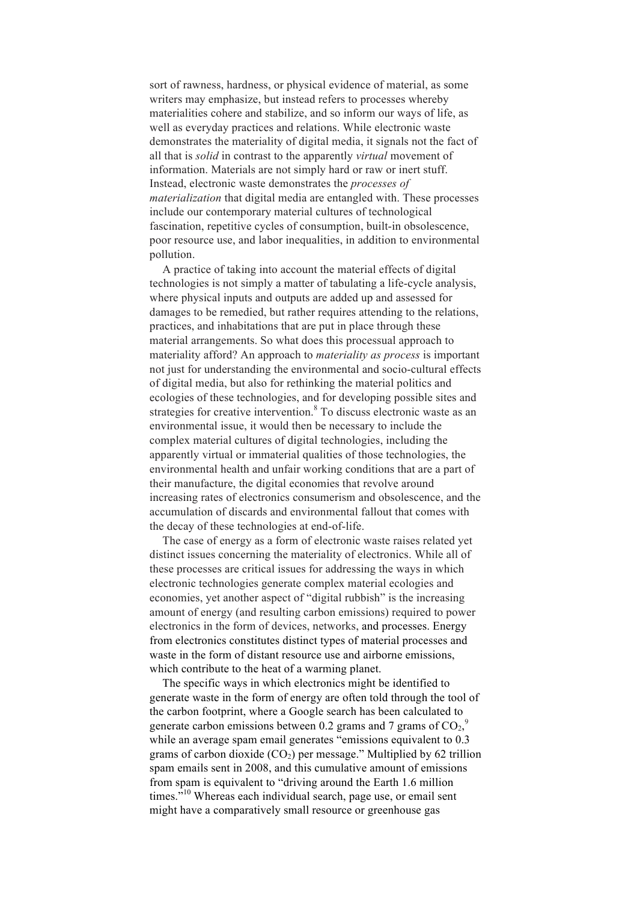sort of rawness, hardness, or physical evidence of material, as some writers may emphasize, but instead refers to processes whereby materialities cohere and stabilize, and so inform our ways of life, as well as everyday practices and relations. While electronic waste demonstrates the materiality of digital media, it signals not the fact of all that is *solid* in contrast to the apparently *virtual* movement of information. Materials are not simply hard or raw or inert stuff. Instead, electronic waste demonstrates the *processes of materialization* that digital media are entangled with. These processes include our contemporary material cultures of technological fascination, repetitive cycles of consumption, built-in obsolescence, poor resource use, and labor inequalities, in addition to environmental pollution.

A practice of taking into account the material effects of digital technologies is not simply a matter of tabulating a life-cycle analysis, where physical inputs and outputs are added up and assessed for damages to be remedied, but rather requires attending to the relations, practices, and inhabitations that are put in place through these material arrangements. So what does this processual approach to materiality afford? An approach to *materiality as process* is important not just for understanding the environmental and socio-cultural effects of digital media, but also for rethinking the material politics and ecologies of these technologies, and for developing possible sites and strategies for creative intervention.[8] To discuss electronic waste as an environmental issue, it would then be necessary to include the complex material cultures of digital technologies, including the apparently virtual or immaterial qualities of those technologies, the environmental health and unfair working conditions that are a part of their manufacture, the digital economies that revolve around increasing rates of electronics consumerism and obsolescence, and the accumulation of discards and environmental fallout that comes with the decay of these technologies at end-of-life.

The case of energy as a form of electronic waste raises related yet distinct issues concerning the materiality of electronics. While all of these processes are critical issues for addressing the ways in which electronic technologies generate complex material ecologies and economies, yet another aspect of "digital rubbish" is the increasing amount of energy (and resulting carbon emissions) required to power electronics in the form of devices, networks, and processes. Energy from electronics constitutes distinct types of material processes and waste in the form of distant resource use and airborne emissions, which contribute to the heat of a warming planet.

The specific ways in which electronics might be identified to generate waste in the form of energy are often told through the tool of the carbon footprint, where a Google search has been calculated to generate carbon emissions between 0.2 grams and 7 grams of $CO_2$,[9] while an average spam email generates "emissions equivalent to 0.3 grams of carbon dioxide ($CO_2$) per message." Multiplied by 62 trillion spam emails sent in 2008, and this cumulative amount of emissions from spam is equivalent to "driving around the Earth 1.6 million times."[10] Whereas each individual search, page use, or email sent might have a comparatively small resource or greenhouse gas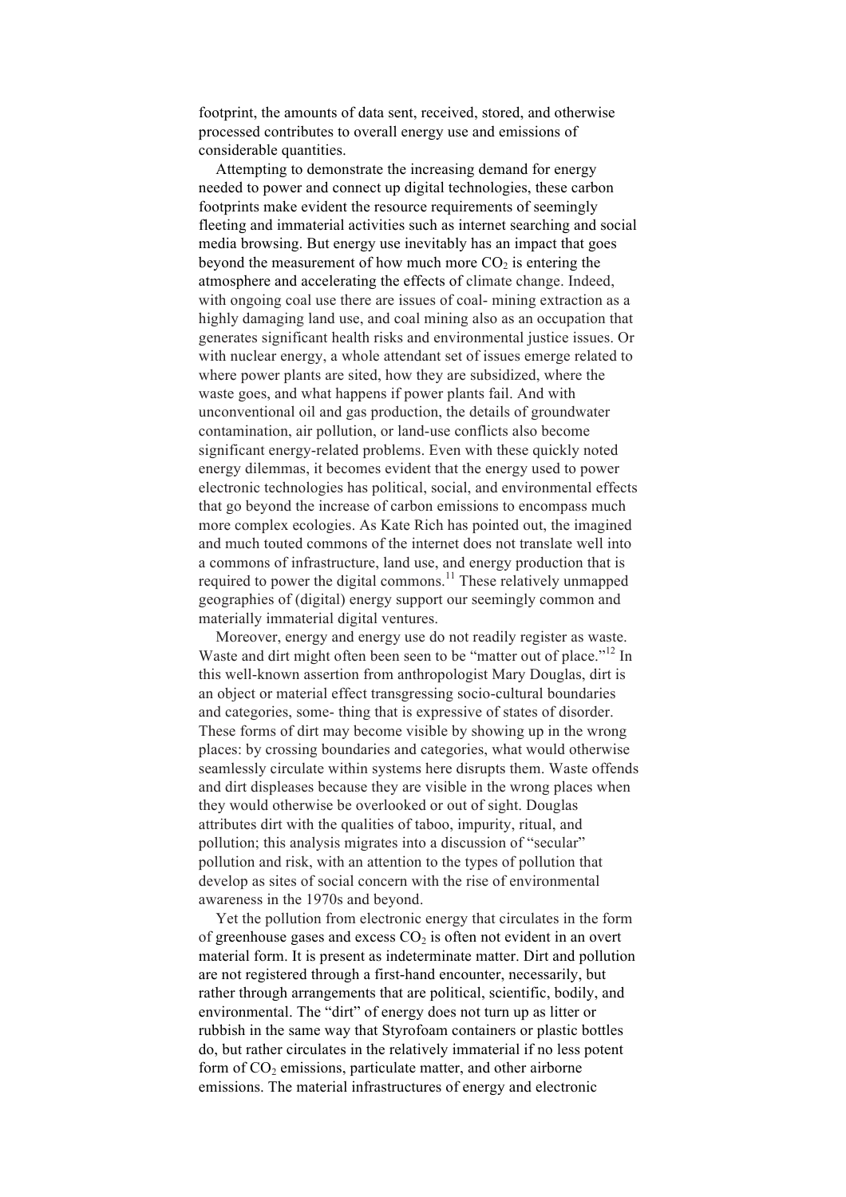footprint, the amounts of data sent, received, stored, and otherwise processed contributes to overall energy use and emissions of considerable quantities.

Attempting to demonstrate the increasing demand for energy needed to power and connect up digital technologies, these carbon footprints make evident the resource requirements of seemingly fleeting and immaterial activities such as internet searching and social media browsing. But energy use inevitably has an impact that goes beyond the measurement of how much more $CO_2$ is entering the atmosphere and accelerating the effects of climate change. Indeed, with ongoing coal use there are issues of coal- mining extraction as a highly damaging land use, and coal mining also as an occupation that generates significant health risks and environmental justice issues. Or with nuclear energy, a whole attendant set of issues emerge related to where power plants are sited, how they are subsidized, where the waste goes, and what happens if power plants fail. And with unconventional oil and gas production, the details of groundwater contamination, air pollution, or land-use conflicts also become significant energy-related problems. Even with these quickly noted energy dilemmas, it becomes evident that the energy used to power electronic technologies has political, social, and environmental effects that go beyond the increase of carbon emissions to encompass much more complex ecologies. As Kate Rich has pointed out, the imagined and much touted commons of the internet does not translate well into a commons of infrastructure, land use, and energy production that is required to power the digital commons.[11] These relatively unmapped geographies of (digital) energy support our seemingly common and materially immaterial digital ventures.

Moreover, energy and energy use do not readily register as waste. Waste and dirt might often been seen to be "matter out of place."[12] In this well-known assertion from anthropologist Mary Douglas, dirt is an object or material effect transgressing socio-cultural boundaries and categories, some- thing that is expressive of states of disorder. These forms of dirt may become visible by showing up in the wrong places: by crossing boundaries and categories, what would otherwise seamlessly circulate within systems here disrupts them. Waste offends and dirt displeases because they are visible in the wrong places when they would otherwise be overlooked or out of sight. Douglas attributes dirt with the qualities of taboo, impurity, ritual, and pollution; this analysis migrates into a discussion of "secular" pollution and risk, with an attention to the types of pollution that develop as sites of social concern with the rise of environmental awareness in the 1970s and beyond.

Yet the pollution from electronic energy that circulates in the form of greenhouse gases and excess $CO_2$ is often not evident in an overt material form. It is present as indeterminate matter. Dirt and pollution are not registered through a first-hand encounter, necessarily, but rather through arrangements that are political, scientific, bodily, and environmental. The "dirt" of energy does not turn up as litter or rubbish in the same way that Styrofoam containers or plastic bottles do, but rather circulates in the relatively immaterial if no less potent form of $CO_2$ emissions, particulate matter, and other airborne emissions. The material infrastructures of energy and electronic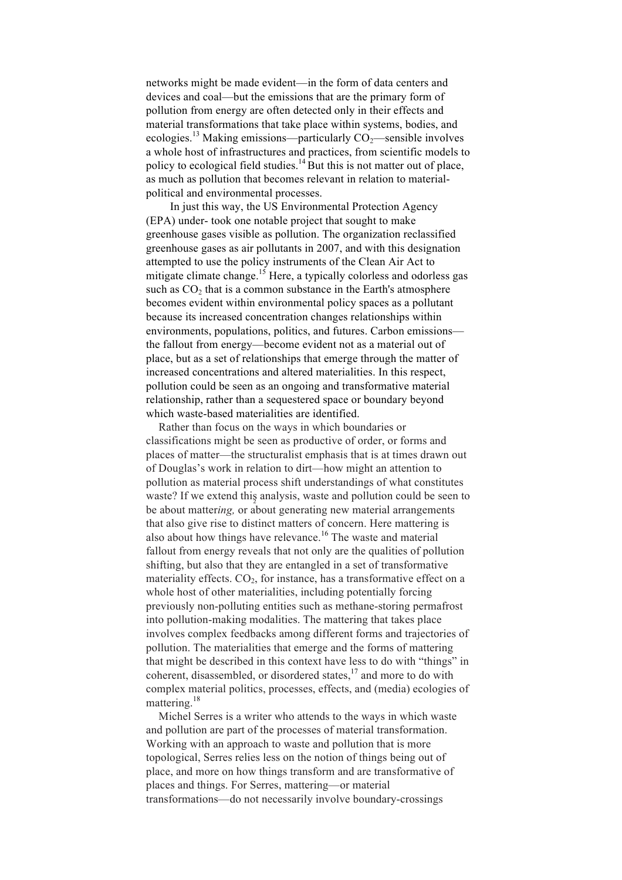networks might be made evident—in the form of data centers and devices and coal—but the emissions that are the primary form of pollution from energy are often detected only in their effects and material transformations that take place within systems, bodies, and ecologies.[13] Making emissions—particularly $CO_2$—sensible involves a whole host of infrastructures and practices, from scientific models to policy to ecological field studies.[14] But this is not matter out of place, as much as pollution that becomes relevant in relation to material-political and environmental processes.

In just this way, the US Environmental Protection Agency (EPA) under- took one notable project that sought to make greenhouse gases visible as pollution. The organization reclassified greenhouse gases as air pollutants in 2007, and with this designation attempted to use the policy instruments of the Clean Air Act to mitigate climate change.[15] Here, a typically colorless and odorless gas such as $CO_2$ that is a common substance in the Earth's atmosphere becomes evident within environmental policy spaces as a pollutant because its increased concentration changes relationships within environments, populations, politics, and futures. Carbon emissions—the fallout from energy—become evident not as a material out of place, but as a set of relationships that emerge through the matter of increased concentrations and altered materialities. In this respect, pollution could be seen as an ongoing and transformative material relationship, rather than a sequestered space or boundary beyond which waste-based materialities are identified.

Rather than focus on the ways in which boundaries or classifications might be seen as productive of order, or forms and places of matter—the structuralist emphasis that is at times drawn out of Douglas's work in relation to dirt—how might an attention to pollution as material process shift understandings of what constitutes waste? If we extend this analysis, waste and pollution could be seen to be about matter*ing,* or about generating new material arrangements that also give rise to distinct matters of concern. Here mattering is also about how things have relevance.[16] The waste and material fallout from energy reveals that not only are the qualities of pollution shifting, but also that they are entangled in a set of transformative materiality effects. $CO_2$, for instance, has a transformative effect on a whole host of other materialities, including potentially forcing previously non-polluting entities such as methane-storing permafrost into pollution-making modalities. The mattering that takes place involves complex feedbacks among different forms and trajectories of pollution. The materialities that emerge and the forms of mattering that might be described in this context have less to do with "things" in coherent, disassembled, or disordered states,[17] and more to do with complex material politics, processes, effects, and (media) ecologies of mattering.[18]

Michel Serres is a writer who attends to the ways in which waste and pollution are part of the processes of material transformation. Working with an approach to waste and pollution that is more topological, Serres relies less on the notion of things being out of place, and more on how things transform and are transformative of places and things. For Serres, mattering—or material transformations—do not necessarily involve boundary-crossings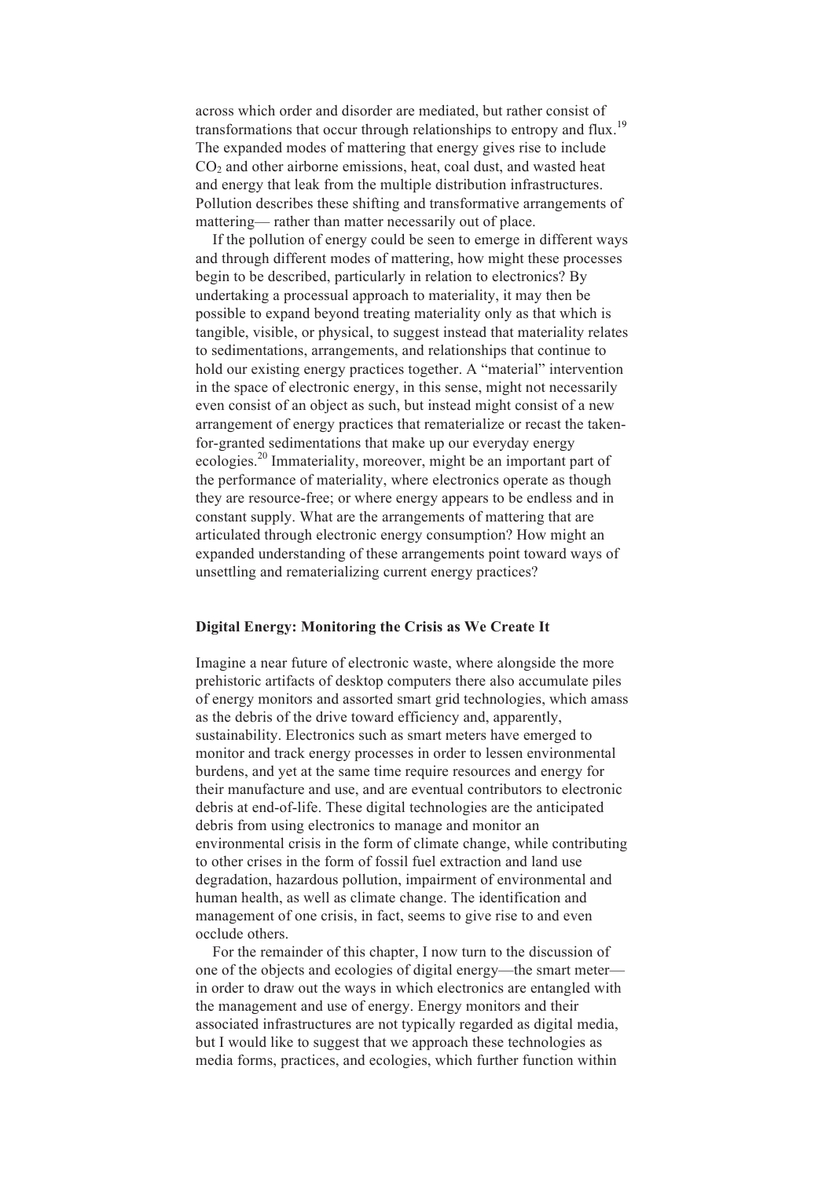across which order and disorder are mediated, but rather consist of transformations that occur through relationships to entropy and flux.[19] The expanded modes of mattering that energy gives rise to include $CO_2$ and other airborne emissions, heat, coal dust, and wasted heat and energy that leak from the multiple distribution infrastructures. Pollution describes these shifting and transformative arrangements of mattering— rather than matter necessarily out of place.

If the pollution of energy could be seen to emerge in different ways and through different modes of mattering, how might these processes begin to be described, particularly in relation to electronics? By undertaking a processual approach to materiality, it may then be possible to expand beyond treating materiality only as that which is tangible, visible, or physical, to suggest instead that materiality relates to sedimentations, arrangements, and relationships that continue to hold our existing energy practices together. A "material" intervention in the space of electronic energy, in this sense, might not necessarily even consist of an object as such, but instead might consist of a new arrangement of energy practices that rematerialize or recast the taken-for-granted sedimentations that make up our everyday energy ecologies.[20] Immateriality, moreover, might be an important part of the performance of materiality, where electronics operate as though they are resource-free; or where energy appears to be endless and in constant supply. What are the arrangements of mattering that are articulated through electronic energy consumption? How might an expanded understanding of these arrangements point toward ways of unsettling and rematerializing current energy practices?

## Digital Energy: Monitoring the Crisis as We Create It

Imagine a near future of electronic waste, where alongside the more prehistoric artifacts of desktop computers there also accumulate piles of energy monitors and assorted smart grid technologies, which amass as the debris of the drive toward efficiency and, apparently, sustainability. Electronics such as smart meters have emerged to monitor and track energy processes in order to lessen environmental burdens, and yet at the same time require resources and energy for their manufacture and use, and are eventual contributors to electronic debris at end-of-life. These digital technologies are the anticipated debris from using electronics to manage and monitor an environmental crisis in the form of climate change, while contributing to other crises in the form of fossil fuel extraction and land use degradation, hazardous pollution, impairment of environmental and human health, as well as climate change. The identification and management of one crisis, in fact, seems to give rise to and even occlude others.

For the remainder of this chapter, I now turn to the discussion of one of the objects and ecologies of digital energy—the smart meter—in order to draw out the ways in which electronics are entangled with the management and use of energy. Energy monitors and their associated infrastructures are not typically regarded as digital media, but I would like to suggest that we approach these technologies as media forms, practices, and ecologies, which further function within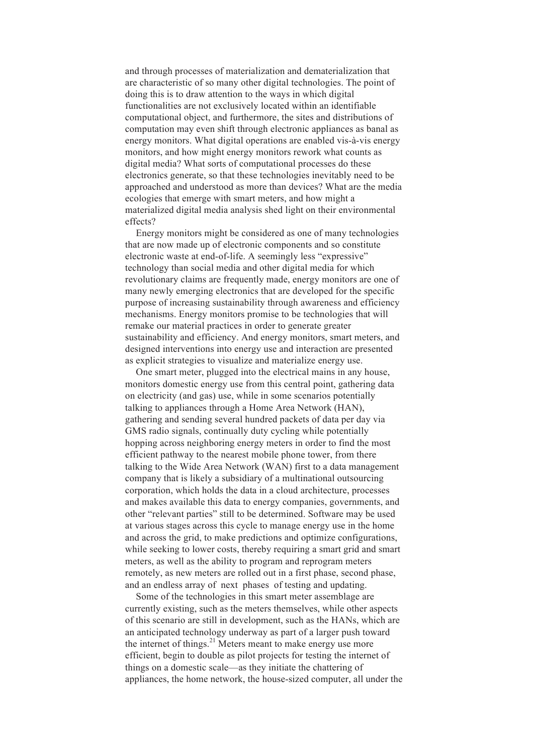and through processes of materialization and dematerialization that are characteristic of so many other digital technologies. The point of doing this is to draw attention to the ways in which digital functionalities are not exclusively located within an identifiable computational object, and furthermore, the sites and distributions of computation may even shift through electronic appliances as banal as energy monitors. What digital operations are enabled vis-à-vis energy monitors, and how might energy monitors rework what counts as digital media? What sorts of computational processes do these electronics generate, so that these technologies inevitably need to be approached and understood as more than devices? What are the media ecologies that emerge with smart meters, and how might a materialized digital media analysis shed light on their environmental effects?

Energy monitors might be considered as one of many technologies that are now made up of electronic components and so constitute electronic waste at end-of-life. A seemingly less "expressive" technology than social media and other digital media for which revolutionary claims are frequently made, energy monitors are one of many newly emerging electronics that are developed for the specific purpose of increasing sustainability through awareness and efficiency mechanisms. Energy monitors promise to be technologies that will remake our material practices in order to generate greater sustainability and efficiency. And energy monitors, smart meters, and designed interventions into energy use and interaction are presented as explicit strategies to visualize and materialize energy use.

One smart meter, plugged into the electrical mains in any house, monitors domestic energy use from this central point, gathering data on electricity (and gas) use, while in some scenarios potentially talking to appliances through a Home Area Network (HAN), gathering and sending several hundred packets of data per day via GMS radio signals, continually duty cycling while potentially hopping across neighboring energy meters in order to find the most efficient pathway to the nearest mobile phone tower, from there talking to the Wide Area Network (WAN) first to a data management company that is likely a subsidiary of a multinational outsourcing corporation, which holds the data in a cloud architecture, processes and makes available this data to energy companies, governments, and other "relevant parties" still to be determined. Software may be used at various stages across this cycle to manage energy use in the home and across the grid, to make predictions and optimize configurations, while seeking to lower costs, thereby requiring a smart grid and smart meters, as well as the ability to program and reprogram meters remotely, as new meters are rolled out in a first phase, second phase, and an endless array of next phases of testing and updating.

Some of the technologies in this smart meter assemblage are currently existing, such as the meters themselves, while other aspects of this scenario are still in development, such as the HANs, which are an anticipated technology underway as part of a larger push toward the internet of things.[21] Meters meant to make energy use more efficient, begin to double as pilot projects for testing the internet of things on a domestic scale—as they initiate the chattering of appliances, the home network, the house-sized computer, all under the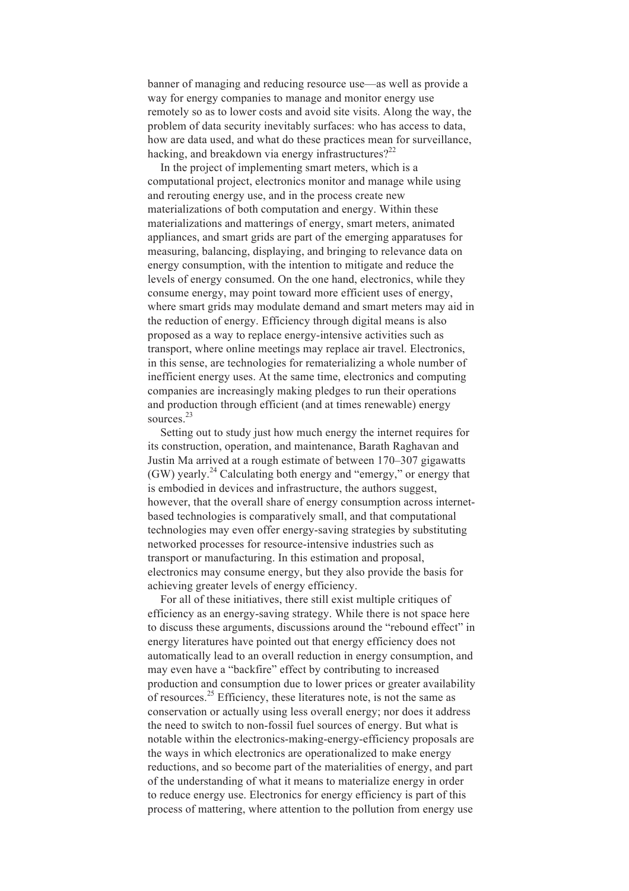banner of managing and reducing resource use—as well as provide a way for energy companies to manage and monitor energy use remotely so as to lower costs and avoid site visits. Along the way, the problem of data security inevitably surfaces: who has access to data, how are data used, and what do these practices mean for surveillance, hacking, and breakdown via energy infrastructures?[22]

In the project of implementing smart meters, which is a computational project, electronics monitor and manage while using and rerouting energy use, and in the process create new materializations of both computation and energy. Within these materializations and matterings of energy, smart meters, animated appliances, and smart grids are part of the emerging apparatuses for measuring, balancing, displaying, and bringing to relevance data on energy consumption, with the intention to mitigate and reduce the levels of energy consumed. On the one hand, electronics, while they consume energy, may point toward more efficient uses of energy, where smart grids may modulate demand and smart meters may aid in the reduction of energy. Efficiency through digital means is also proposed as a way to replace energy-intensive activities such as transport, where online meetings may replace air travel. Electronics, in this sense, are technologies for rematerializing a whole number of inefficient energy uses. At the same time, electronics and computing companies are increasingly making pledges to run their operations and production through efficient (and at times renewable) energy sources.[23]

Setting out to study just how much energy the internet requires for its construction, operation, and maintenance, Barath Raghavan and Justin Ma arrived at a rough estimate of between 170–307 gigawatts (GW) yearly.[24] Calculating both energy and "emergy," or energy that is embodied in devices and infrastructure, the authors suggest, however, that the overall share of energy consumption across internet-based technologies is comparatively small, and that computational technologies may even offer energy-saving strategies by substituting networked processes for resource-intensive industries such as transport or manufacturing. In this estimation and proposal, electronics may consume energy, but they also provide the basis for achieving greater levels of energy efficiency.

For all of these initiatives, there still exist multiple critiques of efficiency as an energy-saving strategy. While there is not space here to discuss these arguments, discussions around the "rebound effect" in energy literatures have pointed out that energy efficiency does not automatically lead to an overall reduction in energy consumption, and may even have a "backfire" effect by contributing to increased production and consumption due to lower prices or greater availability of resources.[25] Efficiency, these literatures note, is not the same as conservation or actually using less overall energy; nor does it address the need to switch to non-fossil fuel sources of energy. But what is notable within the electronics-making-energy-efficiency proposals are the ways in which electronics are operationalized to make energy reductions, and so become part of the materialities of energy, and part of the understanding of what it means to materialize energy in order to reduce energy use. Electronics for energy efficiency is part of this process of mattering, where attention to the pollution from energy use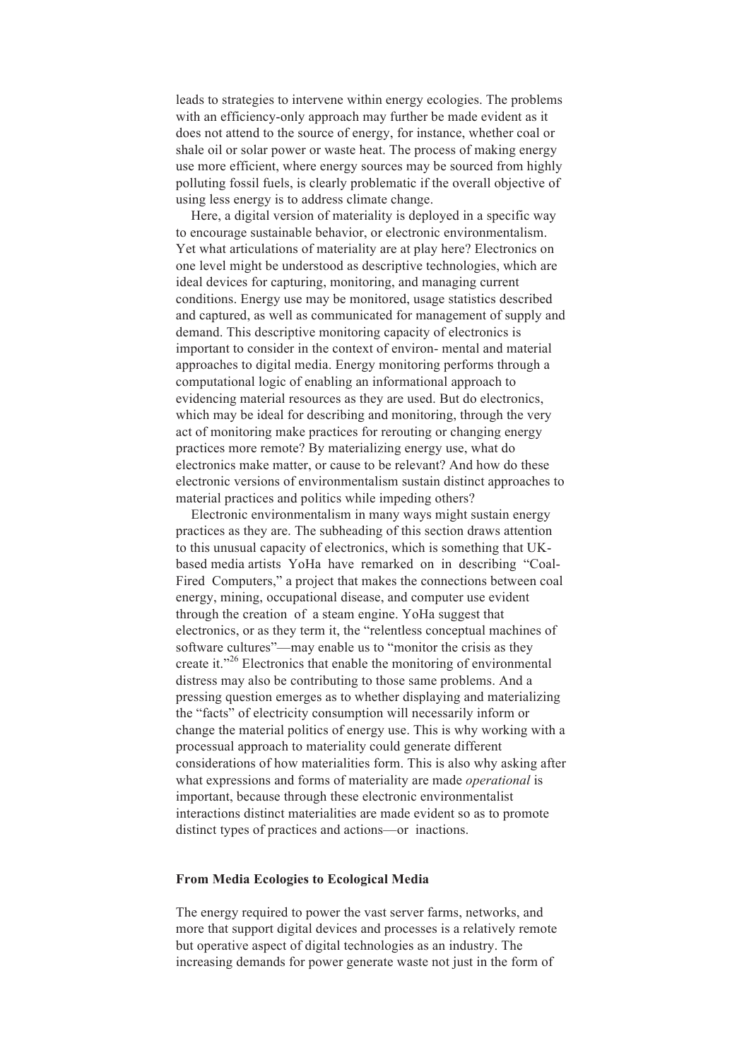leads to strategies to intervene within energy ecologies. The problems with an efficiency-only approach may further be made evident as it does not attend to the source of energy, for instance, whether coal or shale oil or solar power or waste heat. The process of making energy use more efficient, where energy sources may be sourced from highly polluting fossil fuels, is clearly problematic if the overall objective of using less energy is to address climate change.

Here, a digital version of materiality is deployed in a specific way to encourage sustainable behavior, or electronic environmentalism. Yet what articulations of materiality are at play here? Electronics on one level might be understood as descriptive technologies, which are ideal devices for capturing, monitoring, and managing current conditions. Energy use may be monitored, usage statistics described and captured, as well as communicated for management of supply and demand. This descriptive monitoring capacity of electronics is important to consider in the context of environ- mental and material approaches to digital media. Energy monitoring performs through a computational logic of enabling an informational approach to evidencing material resources as they are used. But do electronics, which may be ideal for describing and monitoring, through the very act of monitoring make practices for rerouting or changing energy practices more remote? By materializing energy use, what do electronics make matter, or cause to be relevant? And how do these electronic versions of environmentalism sustain distinct approaches to material practices and politics while impeding others?

Electronic environmentalism in many ways might sustain energy practices as they are. The subheading of this section draws attention to this unusual capacity of electronics, which is something that UK-based media artists YoHa have remarked on in describing "Coal-Fired Computers," a project that makes the connections between coal energy, mining, occupational disease, and computer use evident through the creation of a steam engine. YoHa suggest that electronics, or as they term it, the "relentless conceptual machines of software cultures"—may enable us to "monitor the crisis as they create it."[26] Electronics that enable the monitoring of environmental distress may also be contributing to those same problems. And a pressing question emerges as to whether displaying and materializing the "facts" of electricity consumption will necessarily inform or change the material politics of energy use. This is why working with a processual approach to materiality could generate different considerations of how materialities form. This is also why asking after what expressions and forms of materiality are made *operational* is important, because through these electronic environmentalist interactions distinct materialities are made evident so as to promote distinct types of practices and actions—or inactions.

## From Media Ecologies to Ecological Media

The energy required to power the vast server farms, networks, and more that support digital devices and processes is a relatively remote but operative aspect of digital technologies as an industry. The increasing demands for power generate waste not just in the form of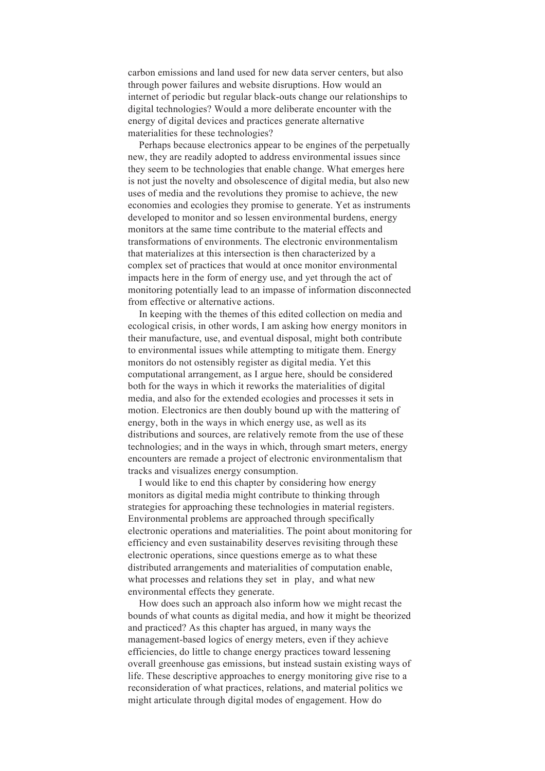carbon emissions and land used for new data server centers, but also through power failures and website disruptions. How would an internet of periodic but regular black-outs change our relationships to digital technologies? Would a more deliberate encounter with the energy of digital devices and practices generate alternative materialities for these technologies?

Perhaps because electronics appear to be engines of the perpetually new, they are readily adopted to address environmental issues since they seem to be technologies that enable change. What emerges here is not just the novelty and obsolescence of digital media, but also new uses of media and the revolutions they promise to achieve, the new economies and ecologies they promise to generate. Yet as instruments developed to monitor and so lessen environmental burdens, energy monitors at the same time contribute to the material effects and transformations of environments. The electronic environmentalism that materializes at this intersection is then characterized by a complex set of practices that would at once monitor environmental impacts here in the form of energy use, and yet through the act of monitoring potentially lead to an impasse of information disconnected from effective or alternative actions.

In keeping with the themes of this edited collection on media and ecological crisis, in other words, I am asking how energy monitors in their manufacture, use, and eventual disposal, might both contribute to environmental issues while attempting to mitigate them. Energy monitors do not ostensibly register as digital media. Yet this computational arrangement, as I argue here, should be considered both for the ways in which it reworks the materialities of digital media, and also for the extended ecologies and processes it sets in motion. Electronics are then doubly bound up with the mattering of energy, both in the ways in which energy use, as well as its distributions and sources, are relatively remote from the use of these technologies; and in the ways in which, through smart meters, energy encounters are remade a project of electronic environmentalism that tracks and visualizes energy consumption.

I would like to end this chapter by considering how energy monitors as digital media might contribute to thinking through strategies for approaching these technologies in material registers. Environmental problems are approached through specifically electronic operations and materialities. The point about monitoring for efficiency and even sustainability deserves revisiting through these electronic operations, since questions emerge as to what these distributed arrangements and materialities of computation enable, what processes and relations they set in play, and what new environmental effects they generate.

How does such an approach also inform how we might recast the bounds of what counts as digital media, and how it might be theorized and practiced? As this chapter has argued, in many ways the management-based logics of energy meters, even if they achieve efficiencies, do little to change energy practices toward lessening overall greenhouse gas emissions, but instead sustain existing ways of life. These descriptive approaches to energy monitoring give rise to a reconsideration of what practices, relations, and material politics we might articulate through digital modes of engagement. How do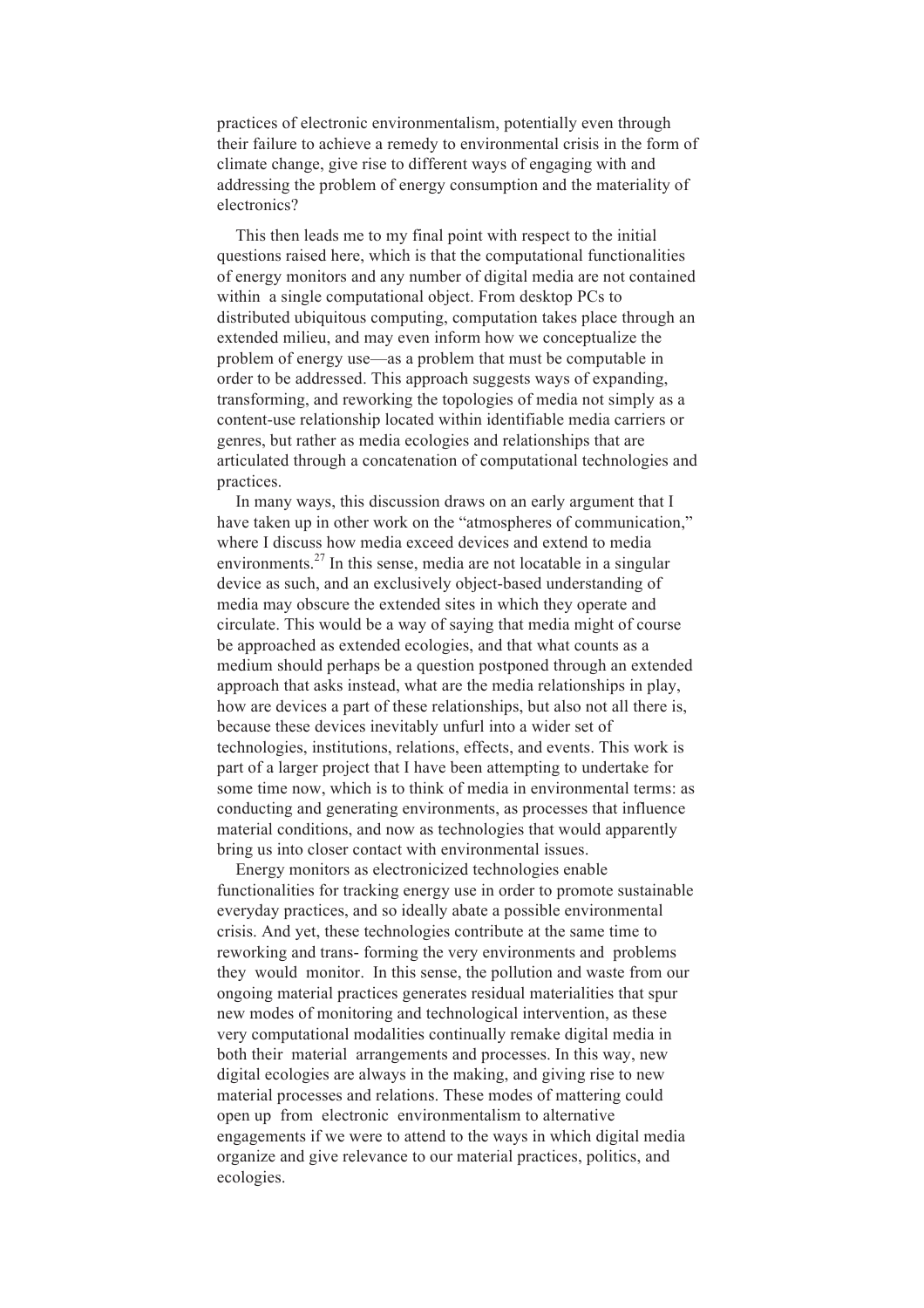practices of electronic environmentalism, potentially even through their failure to achieve a remedy to environmental crisis in the form of climate change, give rise to different ways of engaging with and addressing the problem of energy consumption and the materiality of electronics?

This then leads me to my final point with respect to the initial questions raised here, which is that the computational functionalities of energy monitors and any number of digital media are not contained within a single computational object. From desktop PCs to distributed ubiquitous computing, computation takes place through an extended milieu, and may even inform how we conceptualize the problem of energy use—as a problem that must be computable in order to be addressed. This approach suggests ways of expanding, transforming, and reworking the topologies of media not simply as a content-use relationship located within identifiable media carriers or genres, but rather as media ecologies and relationships that are articulated through a concatenation of computational technologies and practices.

In many ways, this discussion draws on an early argument that I have taken up in other work on the "atmospheres of communication," where I discuss how media exceed devices and extend to media environments.[27] In this sense, media are not locatable in a singular device as such, and an exclusively object-based understanding of media may obscure the extended sites in which they operate and circulate. This would be a way of saying that media might of course be approached as extended ecologies, and that what counts as a medium should perhaps be a question postponed through an extended approach that asks instead, what are the media relationships in play, how are devices a part of these relationships, but also not all there is, because these devices inevitably unfurl into a wider set of technologies, institutions, relations, effects, and events. This work is part of a larger project that I have been attempting to undertake for some time now, which is to think of media in environmental terms: as conducting and generating environments, as processes that influence material conditions, and now as technologies that would apparently bring us into closer contact with environmental issues.

Energy monitors as electronicized technologies enable functionalities for tracking energy use in order to promote sustainable everyday practices, and so ideally abate a possible environmental crisis. And yet, these technologies contribute at the same time to reworking and trans- forming the very environments and problems they would monitor. In this sense, the pollution and waste from our ongoing material practices generates residual materialities that spur new modes of monitoring and technological intervention, as these very computational modalities continually remake digital media in both their material arrangements and processes. In this way, new digital ecologies are always in the making, and giving rise to new material processes and relations. These modes of mattering could open up from electronic environmentalism to alternative engagements if we were to attend to the ways in which digital media organize and give relevance to our material practices, politics, and ecologies.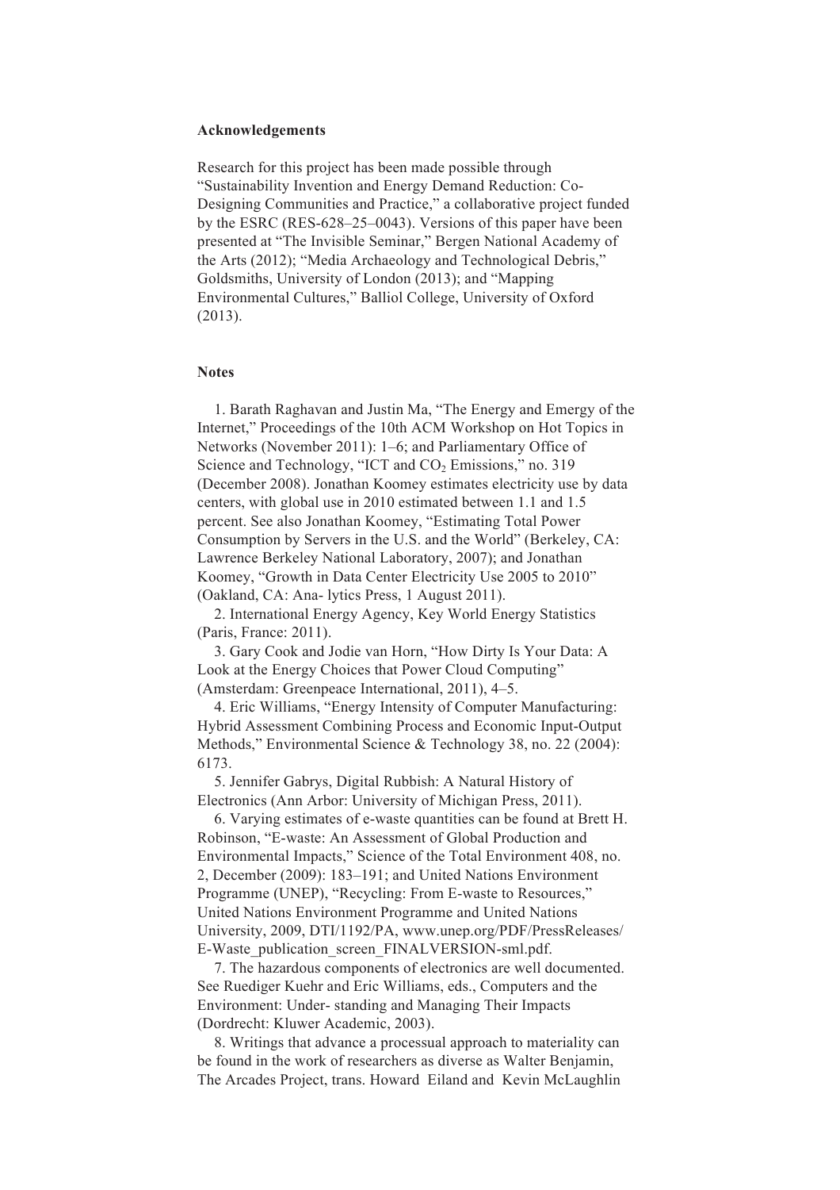**Acknowledgements**

Research for this project has been made possible through "Sustainability Invention and Energy Demand Reduction: Co-Designing Communities and Practice," a collaborative project funded by the ESRC (RES-628–25–0043). Versions of this paper have been presented at "The Invisible Seminar," Bergen National Academy of the Arts (2012); "Media Archaeology and Technological Debris," Goldsmiths, University of London (2013); and "Mapping Environmental Cultures," Balliol College, University of Oxford (2013).

**Notes**

1. Barath Raghavan and Justin Ma, "The Energy and Emergy of the Internet," Proceedings of the 10th ACM Workshop on Hot Topics in Networks (November 2011): 1–6; and Parliamentary Office of Science and Technology, "ICT and $CO_2$ Emissions," no. 319 (December 2008). Jonathan Koomey estimates electricity use by data centers, with global use in 2010 estimated between 1.1 and 1.5 percent. See also Jonathan Koomey, "Estimating Total Power Consumption by Servers in the U.S. and the World" (Berkeley, CA: Lawrence Berkeley National Laboratory, 2007); and Jonathan Koomey, "Growth in Data Center Electricity Use 2005 to 2010" (Oakland, CA: Ana- lytics Press, 1 August 2011).

2. International Energy Agency, Key World Energy Statistics (Paris, France: 2011).

3. Gary Cook and Jodie van Horn, "How Dirty Is Your Data: A Look at the Energy Choices that Power Cloud Computing" (Amsterdam: Greenpeace International, 2011), 4–5.

4. Eric Williams, "Energy Intensity of Computer Manufacturing: Hybrid Assessment Combining Process and Economic Input-Output Methods," Environmental Science & Technology 38, no. 22 (2004): 6173.

5. Jennifer Gabrys, Digital Rubbish: A Natural History of Electronics (Ann Arbor: University of Michigan Press, 2011).

6. Varying estimates of e-waste quantities can be found at Brett H. Robinson, "E-waste: An Assessment of Global Production and Environmental Impacts," Science of the Total Environment 408, no. 2, December (2009): 183–191; and United Nations Environment Programme (UNEP), "Recycling: From E-waste to Resources," United Nations Environment Programme and United Nations University, 2009, DTI/1192/PA, www.unep.org/PDF/PressReleases/E-Waste_publication_screen_FINALVERSION-sml.pdf.

7. The hazardous components of electronics are well documented. See Ruediger Kuehr and Eric Williams, eds., Computers and the Environment: Under- standing and Managing Their Impacts (Dordrecht: Kluwer Academic, 2003).

8. Writings that advance a processual approach to materiality can be found in the work of researchers as diverse as Walter Benjamin, The Arcades Project, trans. Howard Eiland and Kevin McLaughlin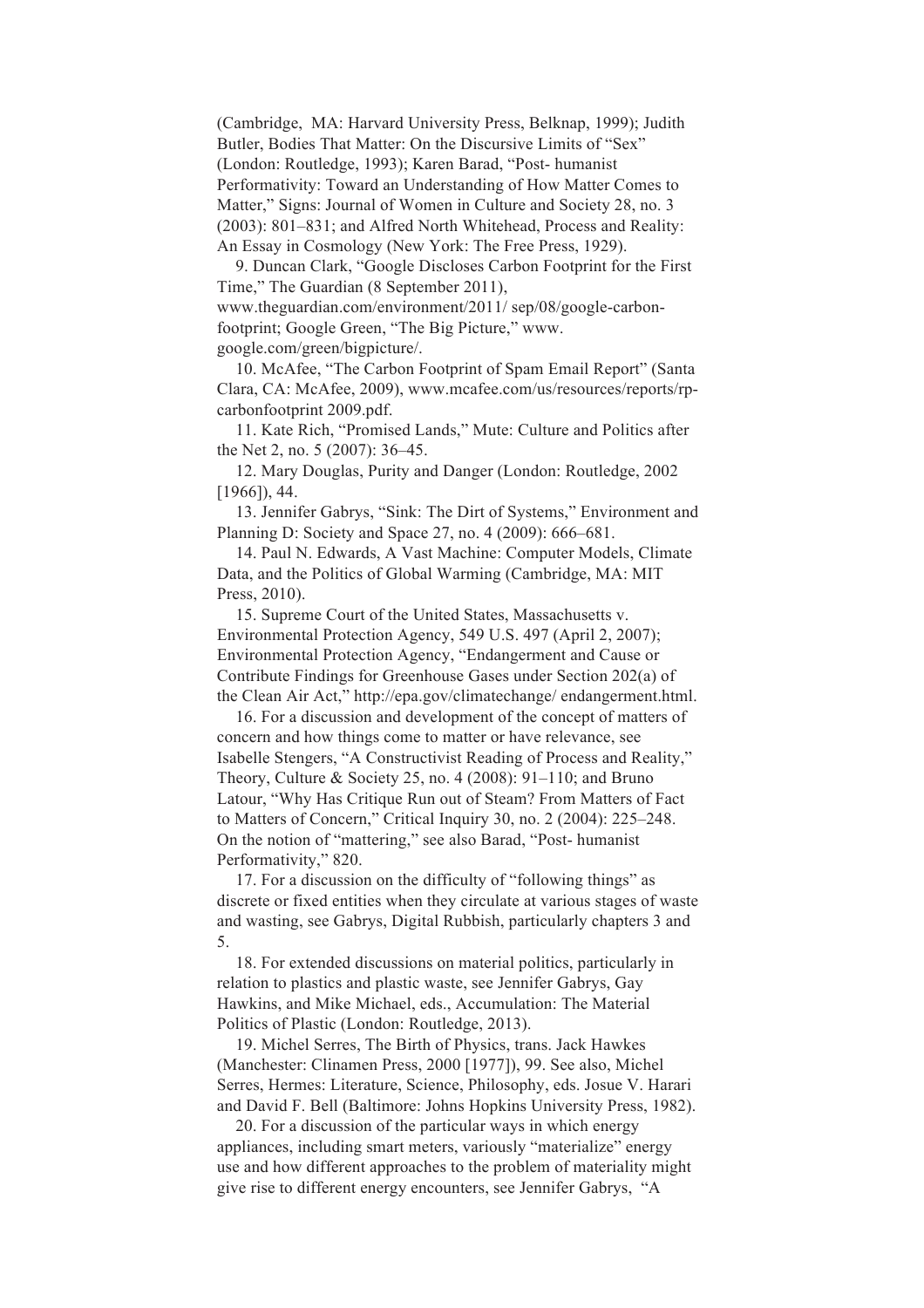(Cambridge, MA: Harvard University Press, Belknap, 1999); Judith Butler, Bodies That Matter: On the Discursive Limits of "Sex" (London: Routledge, 1993); Karen Barad, "Post- humanist Performativity: Toward an Understanding of How Matter Comes to Matter," Signs: Journal of Women in Culture and Society 28, no. 3 (2003): 801–831; and Alfred North Whitehead, Process and Reality: An Essay in Cosmology (New York: The Free Press, 1929).

9. Duncan Clark, "Google Discloses Carbon Footprint for the First Time," The Guardian (8 September 2011), www.theguardian.com/environment/2011/ sep/08/google-carbon-footprint; Google Green, "The Big Picture," www. google.com/green/bigpicture/.

10. McAfee, "The Carbon Footprint of Spam Email Report" (Santa Clara, CA: McAfee, 2009), www.mcafee.com/us/resources/reports/rp-carbonfootprint 2009.pdf.

11. Kate Rich, "Promised Lands," Mute: Culture and Politics after the Net 2, no. 5 (2007): 36–45.

12. Mary Douglas, Purity and Danger (London: Routledge, 2002 [1966]), 44.

13. Jennifer Gabrys, "Sink: The Dirt of Systems," Environment and Planning D: Society and Space 27, no. 4 (2009): 666–681.

14. Paul N. Edwards, A Vast Machine: Computer Models, Climate Data, and the Politics of Global Warming (Cambridge, MA: MIT Press, 2010).

15. Supreme Court of the United States, Massachusetts v. Environmental Protection Agency, 549 U.S. 497 (April 2, 2007); Environmental Protection Agency, "Endangerment and Cause or Contribute Findings for Greenhouse Gases under Section 202(a) of the Clean Air Act," http://epa.gov/climatechange/ endangerment.html.

16. For a discussion and development of the concept of matters of concern and how things come to matter or have relevance, see Isabelle Stengers, "A Constructivist Reading of Process and Reality," Theory, Culture & Society 25, no. 4 (2008): 91–110; and Bruno Latour, "Why Has Critique Run out of Steam? From Matters of Fact to Matters of Concern," Critical Inquiry 30, no. 2 (2004): 225–248. On the notion of "mattering," see also Barad, "Post- humanist Performativity," 820.

17. For a discussion on the difficulty of "following things" as discrete or fixed entities when they circulate at various stages of waste and wasting, see Gabrys, Digital Rubbish, particularly chapters 3 and 5.

18. For extended discussions on material politics, particularly in relation to plastics and plastic waste, see Jennifer Gabrys, Gay Hawkins, and Mike Michael, eds., Accumulation: The Material Politics of Plastic (London: Routledge, 2013).

19. Michel Serres, The Birth of Physics, trans. Jack Hawkes (Manchester: Clinamen Press, 2000 [1977]), 99. See also, Michel Serres, Hermes: Literature, Science, Philosophy, eds. Josue V. Harari and David F. Bell (Baltimore: Johns Hopkins University Press, 1982).

20. For a discussion of the particular ways in which energy appliances, including smart meters, variously "materialize" energy use and how different approaches to the problem of materiality might give rise to different energy encounters, see Jennifer Gabrys, "A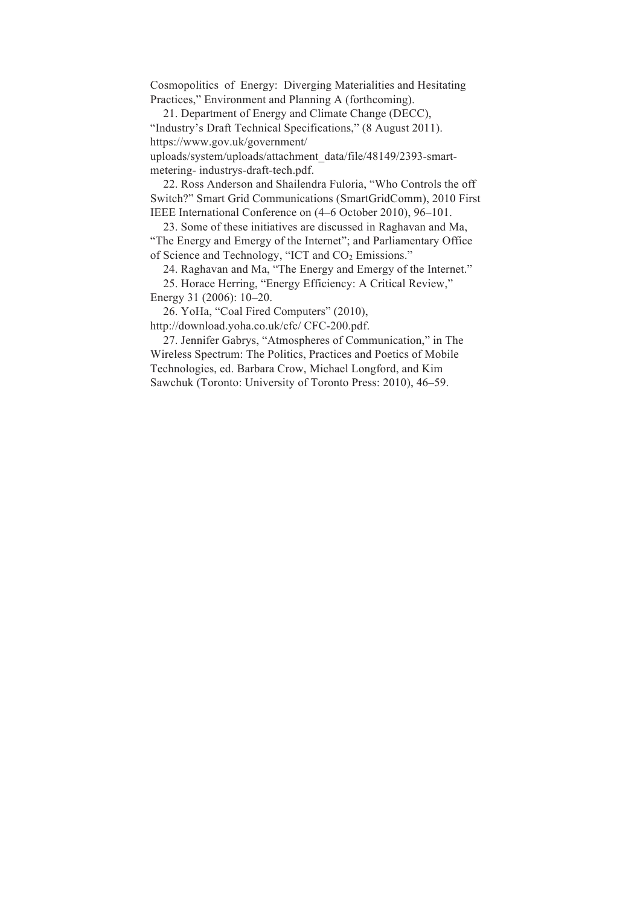Cosmopolitics of Energy: Diverging Materialities and Hesitating Practices," Environment and Planning A (forthcoming).

21. Department of Energy and Climate Change (DECC), "Industry's Draft Technical Specifications," (8 August 2011). https://www.gov.uk/government/uploads/system/uploads/attachment_data/file/48149/2393-smart-metering- industrys-draft-tech.pdf.

22. Ross Anderson and Shailendra Fuloria, "Who Controls the off Switch?" Smart Grid Communications (SmartGridComm), 2010 First IEEE International Conference on (4–6 October 2010), 96–101.

23. Some of these initiatives are discussed in Raghavan and Ma, "The Energy and Emergy of the Internet"; and Parliamentary Office of Science and Technology, "ICT and $CO_2$ Emissions."

24. Raghavan and Ma, "The Energy and Emergy of the Internet."

25. Horace Herring, "Energy Efficiency: A Critical Review," Energy 31 (2006): 10–20.

26. YoHa, "Coal Fired Computers" (2010), http://download.yoha.co.uk/cfc/ CFC-200.pdf.

27. Jennifer Gabrys, "Atmospheres of Communication," in The Wireless Spectrum: The Politics, Practices and Poetics of Mobile Technologies, ed. Barbara Crow, Michael Longford, and Kim Sawchuk (Toronto: University of Toronto Press: 2010), 46–59.